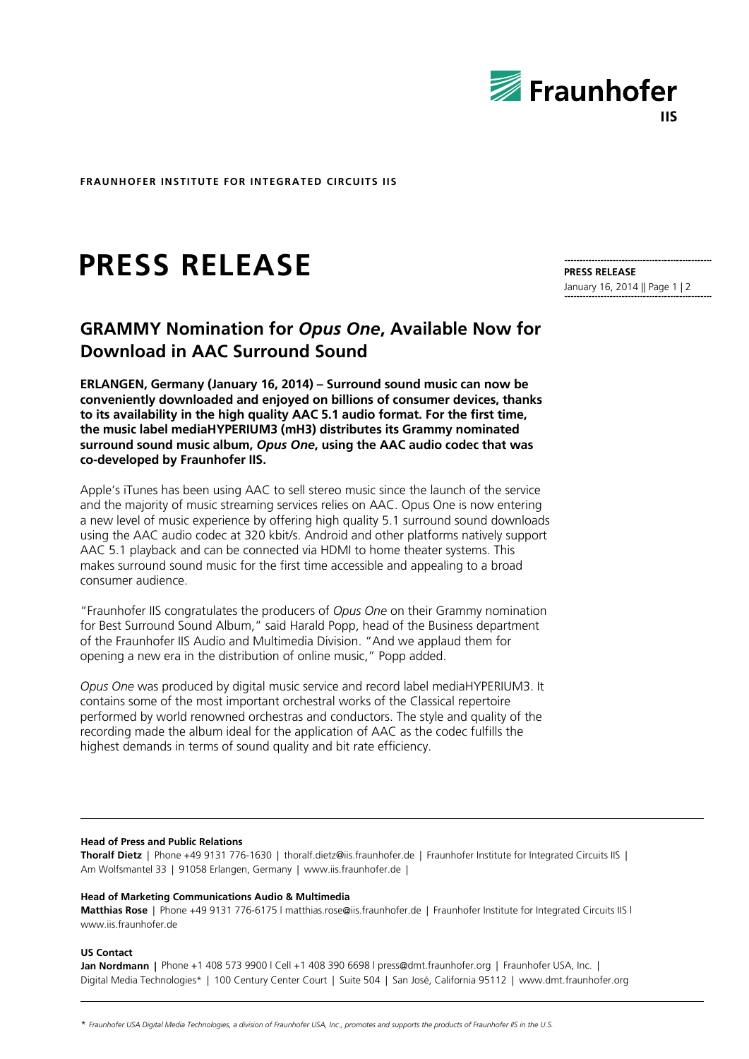**FRAUNHOFER INSTITUTE FOR INTEGRATED CIRCUITS IIS**

# PRESS RELEASE

**PRESS RELEASE**
January 16, 2014

## GRAMMY Nomination for *Opus One*, Available Now for Download in AAC Surround Sound

**ERLANGEN, Germany (January 16, 2014) – Surround sound music can now be conveniently downloaded and enjoyed on billions of consumer devices, thanks to its availability in the high quality AAC 5.1 audio format. For the first time, the music label mediaHYPERIUM3 (mH3) distributes its Grammy nominated surround sound music album, *Opus One*, using the AAC audio codec that was co-developed by Fraunhofer IIS.**

Apple's iTunes has been using AAC to sell stereo music since the launch of the service and the majority of music streaming services relies on AAC. Opus One is now entering a new level of music experience by offering high quality 5.1 surround sound downloads using the AAC audio codec at 320 kbit/s. Android and other platforms natively support AAC 5.1 playback and can be connected via HDMI to home theater systems. This makes surround sound music for the first time accessible and appealing to a broad consumer audience.

"Fraunhofer IIS congratulates the producers of *Opus One* on their Grammy nomination for Best Surround Sound Album," said Harald Popp, head of the Business department of the Fraunhofer IIS Audio and Multimedia Division. "And we applaud them for opening a new era in the distribution of online music," Popp added.

*Opus One* was produced by digital music service and record label mediaHYPERIUM3. It contains some of the most important orchestral works of the Classical repertoire performed by world renowned orchestras and conductors. The style and quality of the recording made the album ideal for the application of AAC as the codec fulfills the highest demands in terms of sound quality and bit rate efficiency.

---

**Head of Press and Public Relations**
**Thoralf Dietz** | Phone +49 9131 776-1630 | thoralf.dietz@iis.fraunhofer.de | Fraunhofer Institute for Integrated Circuits IIS | Am Wolfsmantel 33 | 91058 Erlangen, Germany | www.iis.fraunhofer.de |

**Head of Marketing Communications Audio & Multimedia**
**Matthias Rose** | Phone +49 9131 776-6175 | matthias.rose@iis.fraunhofer.de | Fraunhofer Institute for Integrated Circuits IIS | www.iis.fraunhofer.de

**US Contact**
**Jan Nordmann** | Phone +1 408 573 9900 | Cell +1 408 390 6698 | press@dmt.fraunhofer.org | Fraunhofer USA, Inc. | Digital Media Technologies* | 100 Century Center Court | Suite 504 | San José, California 95112 | www.dmt.fraunhofer.org

---

\* *Fraunhofer USA Digital Media Technologies, a division of Fraunhofer USA, Inc., promotes and supports the products of Fraunhofer IIS in the U.S.*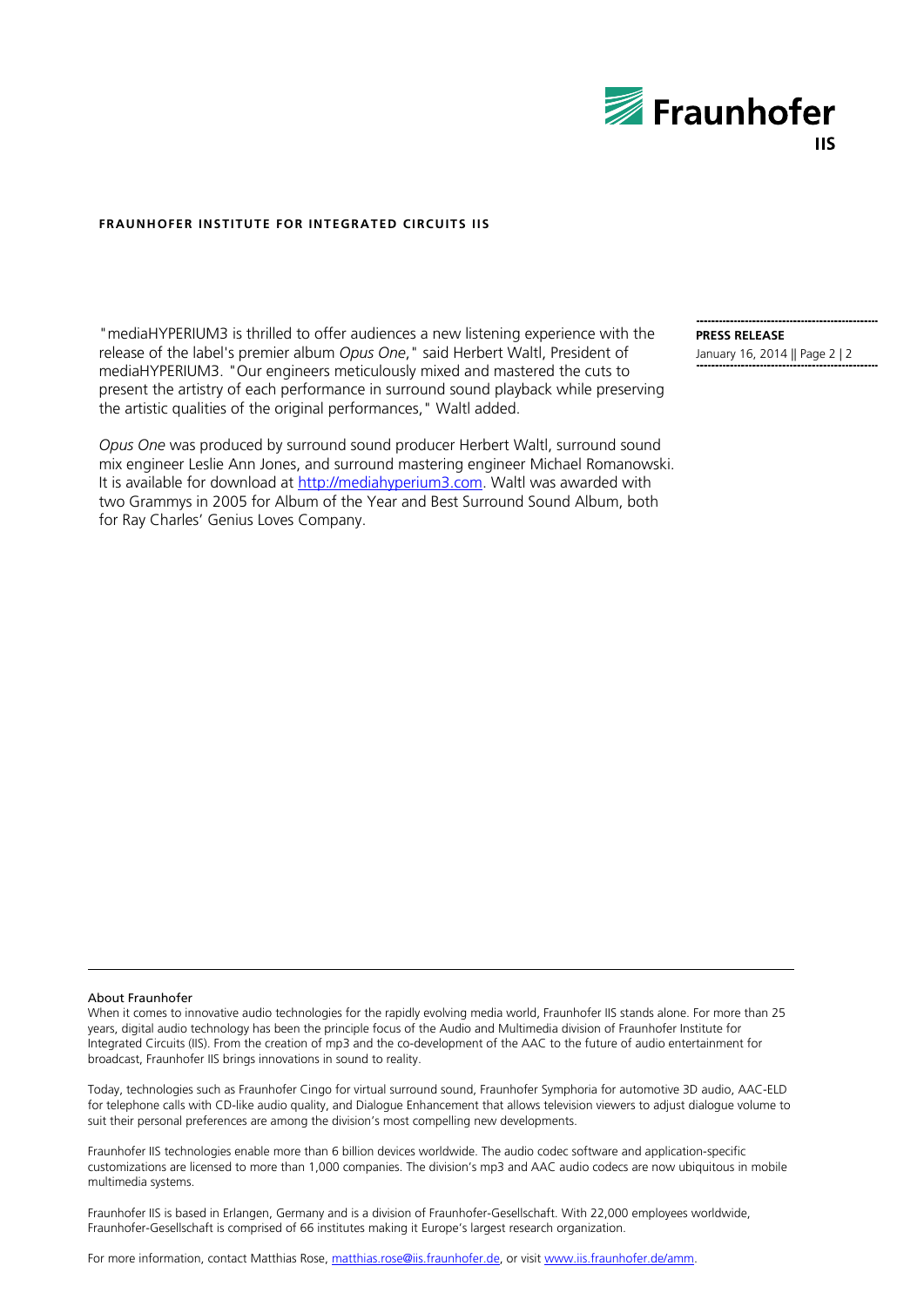"mediaHYPERIUM3 is thrilled to offer audiences a new listening experience with the release of the label's premier album *Opus One*," said Herbert Waltl, President of mediaHYPERIUM3. "Our engineers meticulously mixed and mastered the cuts to present the artistry of each performance in surround sound playback while preserving the artistic qualities of the original performances," Waltl added.

*Opus One* was produced by surround sound producer Herbert Waltl, surround sound mix engineer Leslie Ann Jones, and surround mastering engineer Michael Romanowski. It is available for download at http://mediahyperium3.com. Waltl was awarded with two Grammys in 2005 for Album of the Year and Best Surround Sound Album, both for Ray Charles' Genius Loves Company.

About Fraunhofer

When it comes to innovative audio technologies for the rapidly evolving media world, Fraunhofer IIS stands alone. For more than 25 years, digital audio technology has been the principle focus of the Audio and Multimedia division of Fraunhofer Institute for Integrated Circuits (IIS). From the creation of mp3 and the co-development of the AAC to the future of audio entertainment for broadcast, Fraunhofer IIS brings innovations in sound to reality.

Today, technologies such as Fraunhofer Cingo for virtual surround sound, Fraunhofer Symphoria for automotive 3D audio, AAC-ELD for telephone calls with CD-like audio quality, and Dialogue Enhancement that allows television viewers to adjust dialogue volume to suit their personal preferences are among the division's most compelling new developments.

Fraunhofer IIS technologies enable more than 6 billion devices worldwide. The audio codec software and application-specific customizations are licensed to more than 1,000 companies. The division's mp3 and AAC audio codecs are now ubiquitous in mobile multimedia systems.

Fraunhofer IIS is based in Erlangen, Germany and is a division of Fraunhofer-Gesellschaft. With 22,000 employees worldwide, Fraunhofer-Gesellschaft is comprised of 66 institutes making it Europe's largest research organization.

For more information, contact Matthias Rose, matthias.rose@iis.fraunhofer.de, or visit www.iis.fraunhofer.de/amm.